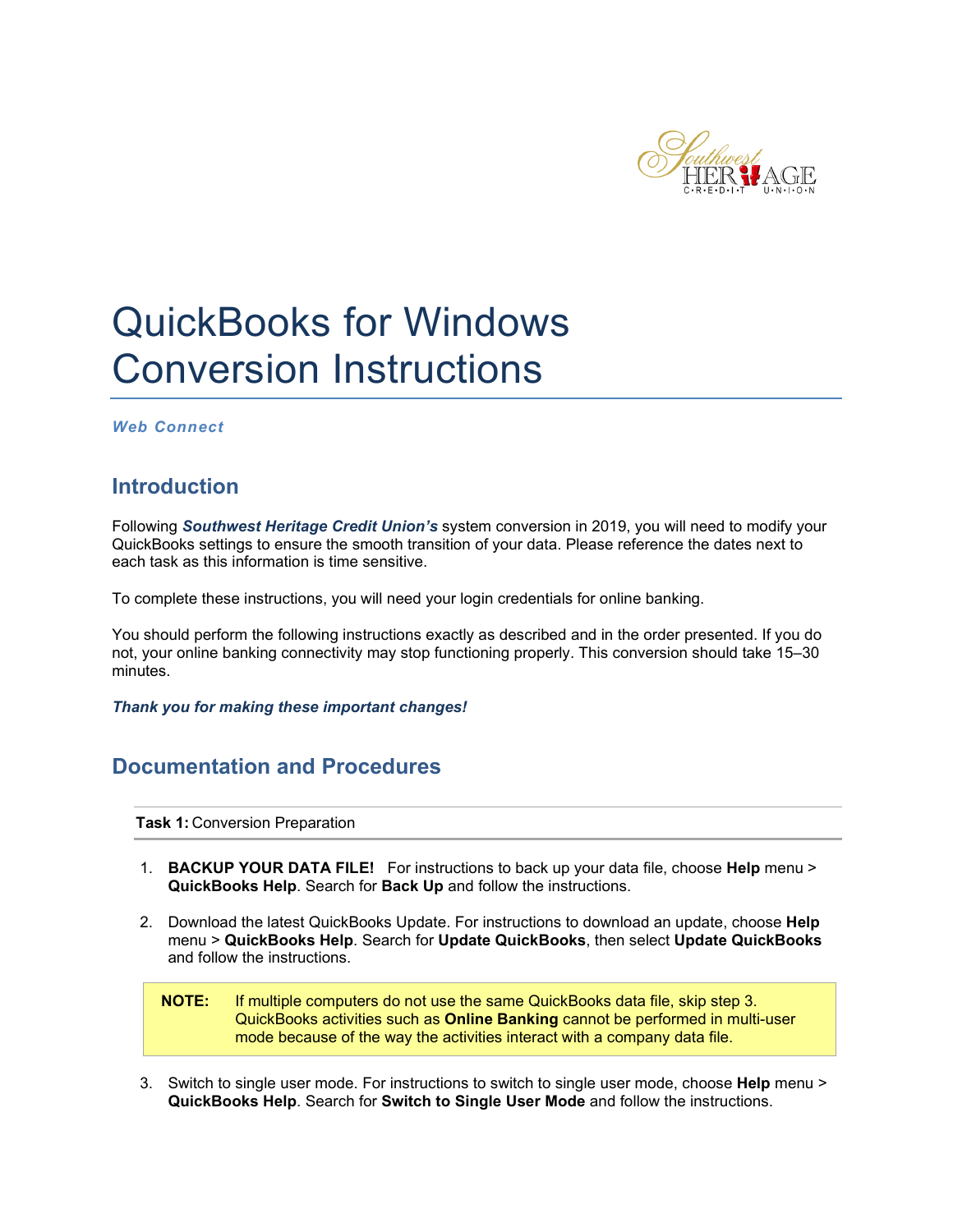# QuickBooks for Windows Conversion Instructions

***Web Connect***

## Introduction

Following ***Southwest Heritage Credit Union's*** system conversion in 2019, you will need to modify your QuickBooks settings to ensure the smooth transition of your data. Please reference the dates next to each task as this information is time sensitive.

To complete these instructions, you will need your login credentials for online banking.

You should perform the following instructions exactly as described and in the order presented. If you do not, your online banking connectivity may stop functioning properly. This conversion should take 15–30 minutes.

***Thank you for making these important changes!***

## Documentation and Procedures

**Task 1:** Conversion Preparation

1. **BACKUP YOUR DATA FILE!** For instructions to back up your data file, choose **Help** menu > **QuickBooks Help**. Search for **Back Up** and follow the instructions.
2. Download the latest QuickBooks Update. For instructions to download an update, choose **Help** menu > **QuickBooks Help**. Search for **Update QuickBooks**, then select **Update QuickBooks** and follow the instructions.

> **NOTE:** If multiple computers do not use the same QuickBooks data file, skip step 3. QuickBooks activities such as **Online Banking** cannot be performed in multi-user mode because of the way the activities interact with a company data file.

3. Switch to single user mode. For instructions to switch to single user mode, choose **Help** menu > **QuickBooks Help**. Search for **Switch to Single User Mode** and follow the instructions.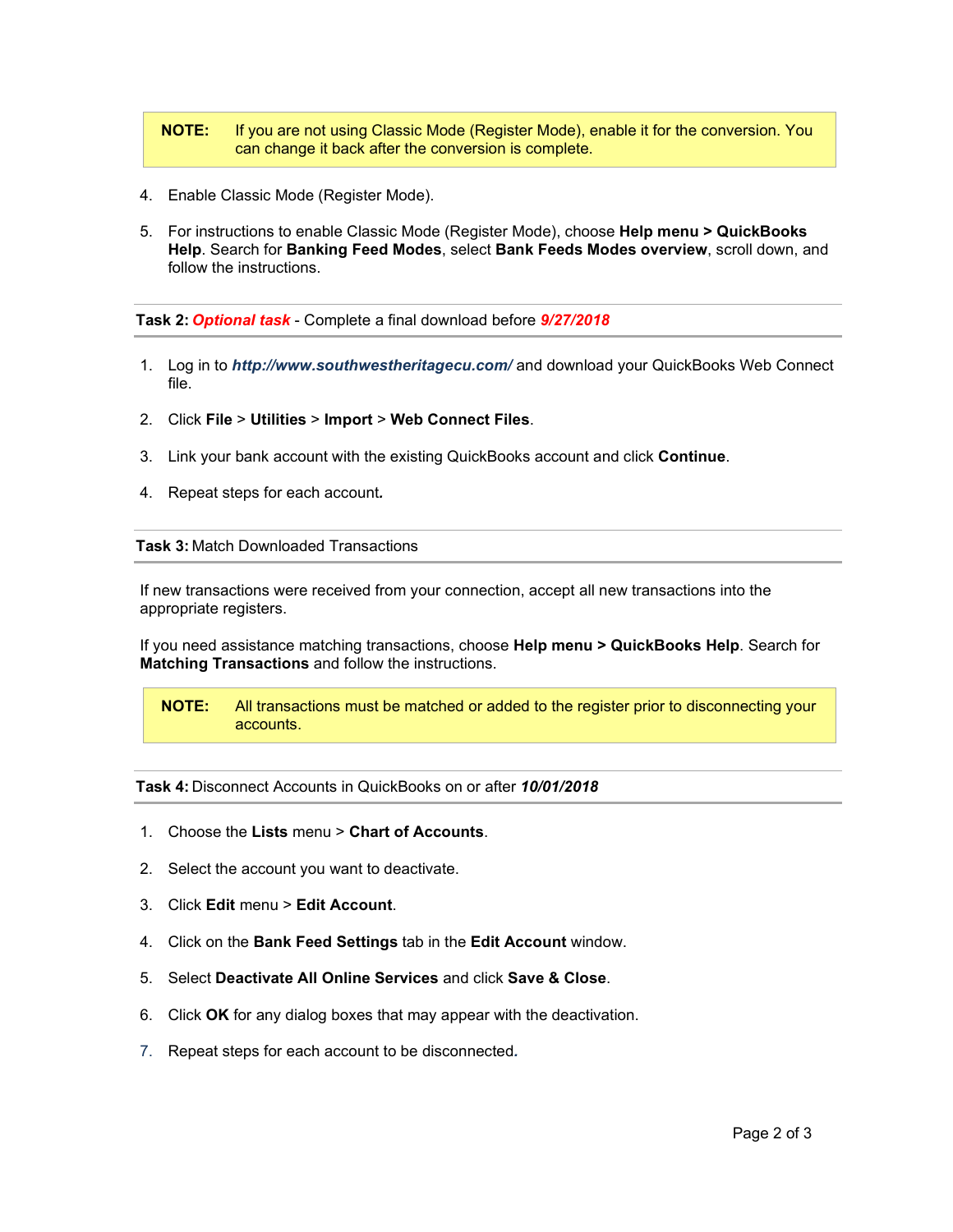> **NOTE:** If you are not using Classic Mode (Register Mode), enable it for the conversion. You can change it back after the conversion is complete.

4. Enable Classic Mode (Register Mode).

5. For instructions to enable Classic Mode (Register Mode), choose **Help menu > QuickBooks Help**. Search for **Banking Feed Modes**, select **Bank Feeds Modes overview**, scroll down, and follow the instructions.

---

**Task 2:** ***Optional task*** - Complete a final download before ***9/27/2018***

---

1. Log in to ***http://www.southwestheritagecu.com/*** and download your QuickBooks Web Connect file.

2. Click **File** > **Utilities** > **Import** > **Web Connect Files**.

3. Link your bank account with the existing QuickBooks account and click **Continue**.

4. Repeat steps for each account.

---

**Task 3:** Match Downloaded Transactions

---

If new transactions were received from your connection, accept all new transactions into the appropriate registers.

If you need assistance matching transactions, choose **Help menu > QuickBooks Help**. Search for **Matching Transactions** and follow the instructions.

> **NOTE:** All transactions must be matched or added to the register prior to disconnecting your accounts.

---

**Task 4:** Disconnect Accounts in QuickBooks on or after ***10/01/2018***

---

1. Choose the **Lists** menu > **Chart of Accounts**.

2. Select the account you want to deactivate.

3. Click **Edit** menu > **Edit Account**.

4. Click on the **Bank Feed Settings** tab in the **Edit Account** window.

5. Select **Deactivate All Online Services** and click **Save & Close**.

6. Click **OK** for any dialog boxes that may appear with the deactivation.

7. Repeat steps for each account to be disconnected.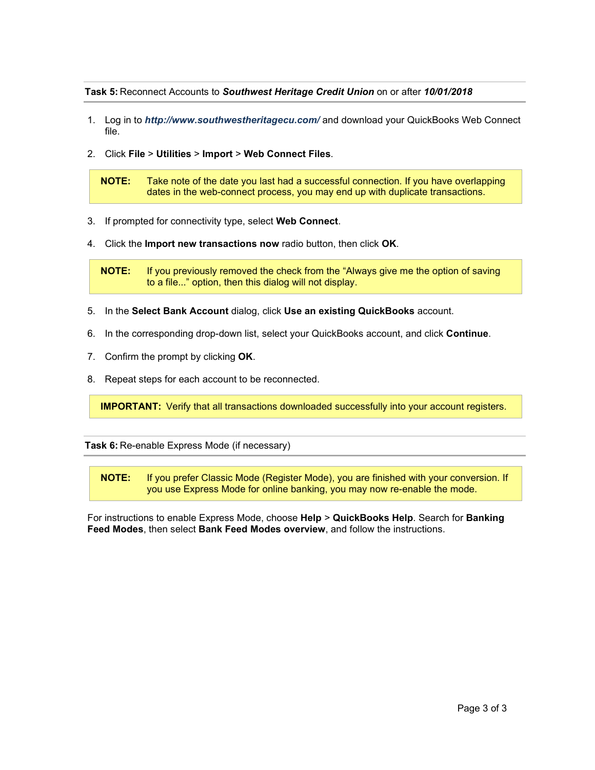**Task 5:** Reconnect Accounts to ***Southwest Heritage Credit Union*** on or after ***10/01/2018***

1. Log in to ***http://www.southwestheritagecu.com/*** and download your QuickBooks Web Connect file.
2. Click **File** > **Utilities** > **Import** > **Web Connect Files**.

> **NOTE:** Take note of the date you last had a successful connection. If you have overlapping dates in the web-connect process, you may end up with duplicate transactions.

3. If prompted for connectivity type, select **Web Connect**.
4. Click the **Import new transactions now** radio button, then click **OK**.

> **NOTE:** If you previously removed the check from the "Always give me the option of saving to a file..." option, then this dialog will not display.

5. In the **Select Bank Account** dialog, click **Use an existing QuickBooks** account.
6. In the corresponding drop-down list, select your QuickBooks account, and click **Continue**.
7. Confirm the prompt by clicking **OK**.
8. Repeat steps for each account to be reconnected.

> **IMPORTANT:** Verify that all transactions downloaded successfully into your account registers.

**Task 6:** Re-enable Express Mode (if necessary)

> **NOTE:** If you prefer Classic Mode (Register Mode), you are finished with your conversion. If you use Express Mode for online banking, you may now re-enable the mode.

For instructions to enable Express Mode, choose **Help** > **QuickBooks Help**. Search for **Banking Feed Modes**, then select **Bank Feed Modes overview**, and follow the instructions.